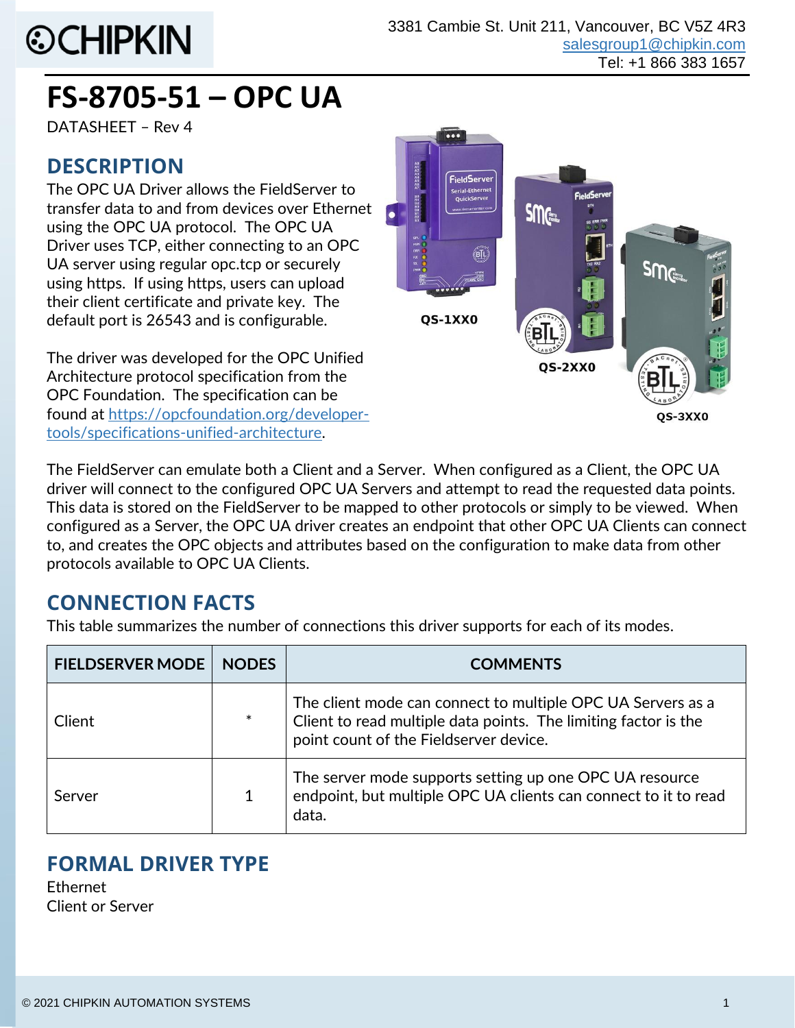3381 Cambie St. Unit 211, Vancouver, BC V5Z 4R3
salesgroup1@chipkin.com
Tel: +1 866 383 1657

# FS-8705-51 – OPC UA

DATASHEET – Rev 4

## DESCRIPTION

The OPC UA Driver allows the FieldServer to transfer data to and from devices over Ethernet using the OPC UA protocol. The OPC UA Driver uses TCP, either connecting to an OPC UA server using regular opc.tcp or securely using https. If using https, users can upload their client certificate and private key. The default port is 26543 and is configurable.

The driver was developed for the OPC Unified Architecture protocol specification from the OPC Foundation. The specification can be found at [https://opcfoundation.org/developer-tools/specifications-unified-architecture](https://opcfoundation.org/developer-tools/specifications-unified-architecture).

QS-1XX0

QS-2XX0

QS-3XX0

The FieldServer can emulate both a Client and a Server. When configured as a Client, the OPC UA driver will connect to the configured OPC UA Servers and attempt to read the requested data points. This data is stored on the FieldServer to be mapped to other protocols or simply to be viewed. When configured as a Server, the OPC UA driver creates an endpoint that other OPC UA Clients can connect to, and creates the OPC objects and attributes based on the configuration to make data from other protocols available to OPC UA Clients.

## CONNECTION FACTS

This table summarizes the number of connections this driver supports for each of its modes.

| FIELDSERVER MODE | NODES | COMMENTS |
|---|---|---|
| Client | * | The client mode can connect to multiple OPC UA Servers as a Client to read multiple data points. The limiting factor is the point count of the Fieldserver device. |
| Server | 1 | The server mode supports setting up one OPC UA resource endpoint, but multiple OPC UA clients can connect to it to read data. |

## FORMAL DRIVER TYPE

Ethernet
Client or Server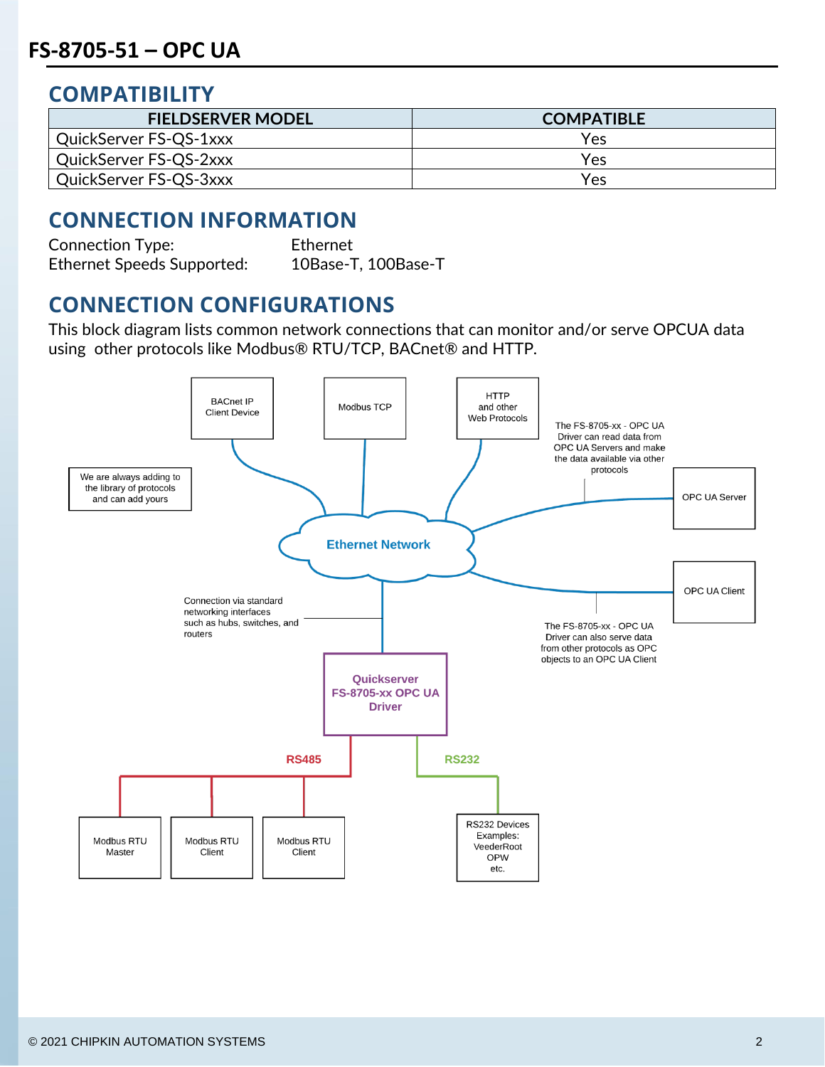# FS-8705-51 – OPC UA

## COMPATIBILITY

| FIELDSERVER MODEL | COMPATIBLE |
|---|---|
| QuickServer FS-QS-1xxx | Yes |
| QuickServer FS-QS-2xxx | Yes |
| QuickServer FS-QS-3xxx | Yes |

## CONNECTION INFORMATION

Connection Type: Ethernet
Ethernet Speeds Supported: 10Base-T, 100Base-T

## CONNECTION CONFIGURATIONS

This block diagram lists common network connections that can monitor and/or serve OPCUA data using other protocols like Modbus® RTU/TCP, BACnet® and HTTP.

BACnet IP Client Device

Modbus TCP

HTTP and other Web Protocols

The FS-8705-xx - OPC UA Driver can read data from OPC UA Servers and make the data available via other protocols

We are always adding to the library of protocols and can add yours

Ethernet Network

OPC UA Server

OPC UA Client

Connection via standard networking interfaces such as hubs, switches, and routers

The FS-8705-xx - OPC UA Driver can also serve data from other protocols as OPC objects to an OPC UA Client

Quickserver FS-8705-xx OPC UA Driver

RS485

RS232

Modbus RTU Master

Modbus RTU Client

Modbus RTU Client

RS232 Devices Examples: VeederRoot OPW etc.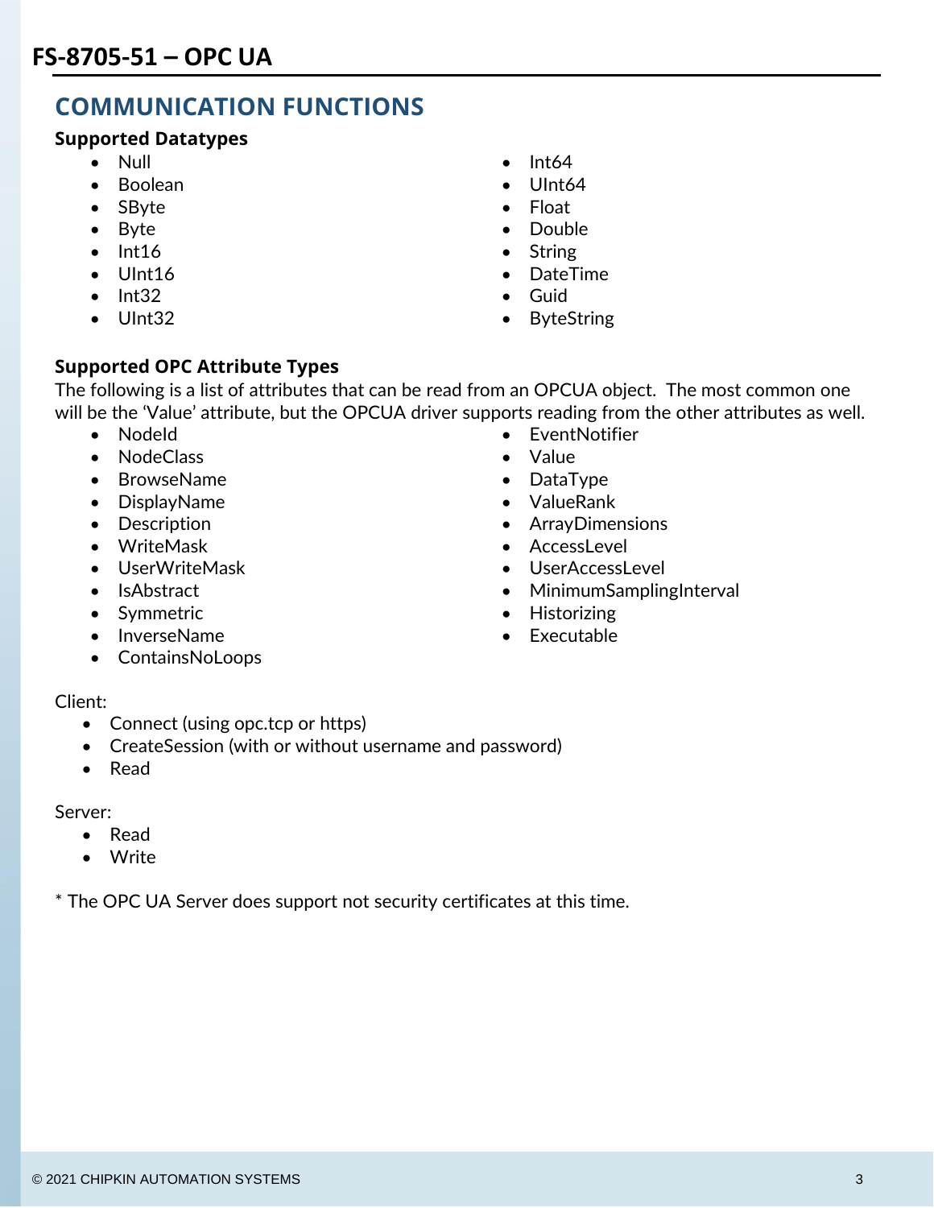## COMMUNICATION FUNCTIONS

### Supported Datatypes

- Null
- Boolean
- SByte
- Byte
- Int16
- UInt16
- Int32
- UInt32
- Int64
- UInt64
- Float
- Double
- String
- DateTime
- Guid
- ByteString

### Supported OPC Attribute Types

The following is a list of attributes that can be read from an OPCUA object. The most common one will be the 'Value' attribute, but the OPCUA driver supports reading from the other attributes as well.

- NodeId
- NodeClass
- BrowseName
- DisplayName
- Description
- WriteMask
- UserWriteMask
- IsAbstract
- Symmetric
- InverseName
- ContainsNoLoops
- EventNotifier
- Value
- DataType
- ValueRank
- ArrayDimensions
- AccessLevel
- UserAccessLevel
- MinimumSamplingInterval
- Historizing
- Executable

Client:

- Connect (using opc.tcp or https)
- CreateSession (with or without username and password)
- Read

Server:

- Read
- Write

* The OPC UA Server does support not security certificates at this time.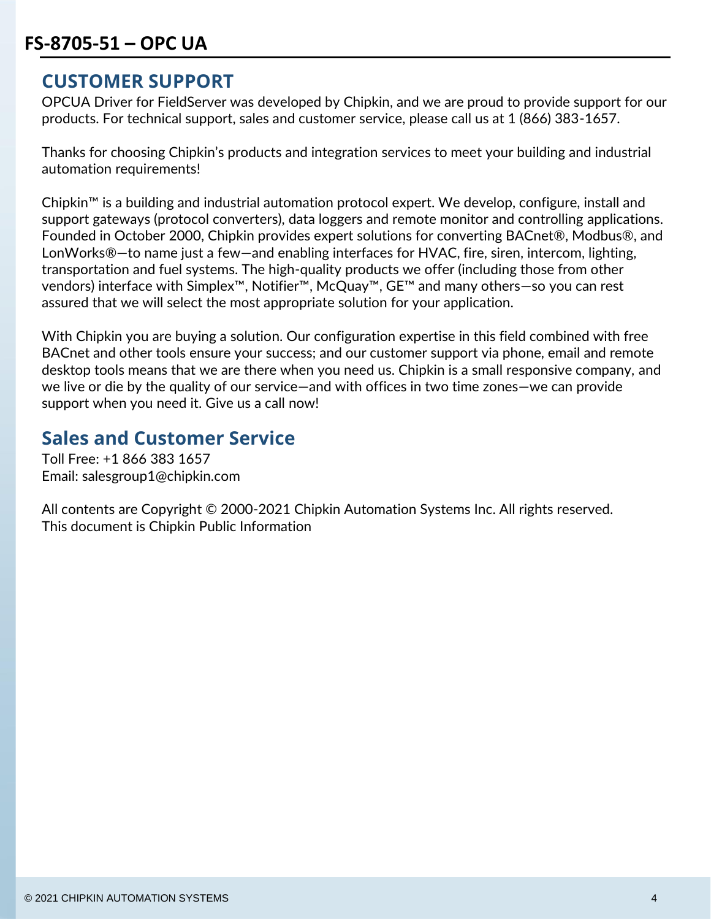## CUSTOMER SUPPORT

OPCUA Driver for FieldServer was developed by Chipkin, and we are proud to provide support for our products. For technical support, sales and customer service, please call us at 1 (866) 383-1657.

Thanks for choosing Chipkin's products and integration services to meet your building and industrial automation requirements!

Chipkin™ is a building and industrial automation protocol expert. We develop, configure, install and support gateways (protocol converters), data loggers and remote monitor and controlling applications. Founded in October 2000, Chipkin provides expert solutions for converting BACnet®, Modbus®, and LonWorks®—to name just a few—and enabling interfaces for HVAC, fire, siren, intercom, lighting, transportation and fuel systems. The high-quality products we offer (including those from other vendors) interface with Simplex™, Notifier™, McQuay™, GE™ and many others—so you can rest assured that we will select the most appropriate solution for your application.

With Chipkin you are buying a solution. Our configuration expertise in this field combined with free BACnet and other tools ensure your success; and our customer support via phone, email and remote desktop tools means that we are there when you need us. Chipkin is a small responsive company, and we live or die by the quality of our service—and with offices in two time zones—we can provide support when you need it. Give us a call now!

### Sales and Customer Service

Toll Free: +1 866 383 1657
Email: salesgroup1@chipkin.com

All contents are Copyright © 2000-2021 Chipkin Automation Systems Inc. All rights reserved.
This document is Chipkin Public Information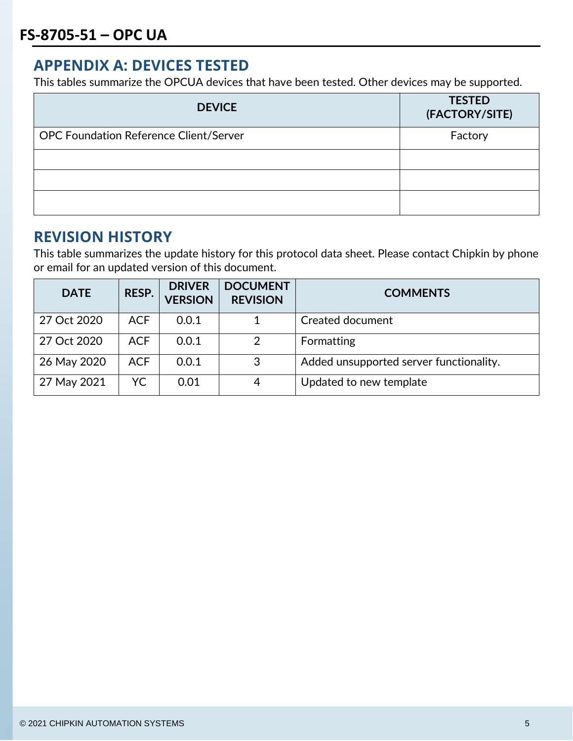## APPENDIX A: DEVICES TESTED

This tables summarize the OPCUA devices that have been tested. Other devices may be supported.

| DEVICE | TESTED (FACTORY/SITE) |
|---|---|
| OPC Foundation Reference Client/Server | Factory |
| | |
| | |
| | |

## REVISION HISTORY

This table summarizes the update history for this protocol data sheet. Please contact Chipkin by phone or email for an updated version of this document.

| DATE | RESP. | DRIVER VERSION | DOCUMENT REVISION | COMMENTS |
|---|---|---|---|---|
| 27 Oct 2020 | ACF | 0.0.1 | 1 | Created document |
| 27 Oct 2020 | ACF | 0.0.1 | 2 | Formatting |
| 26 May 2020 | ACF | 0.0.1 | 3 | Added unsupported server functionality. |
| 27 May 2021 | YC | 0.01 | 4 | Updated to new template |